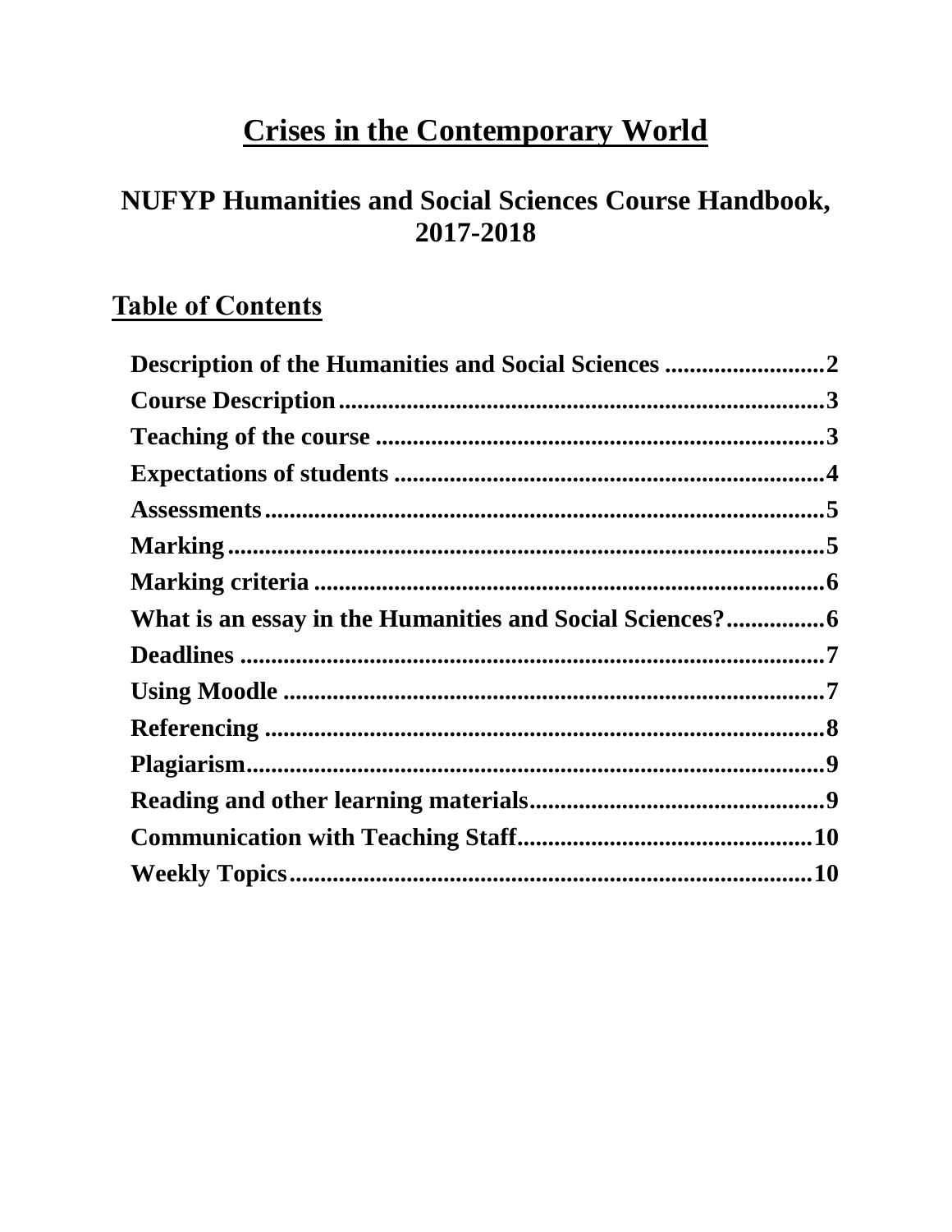# Crises in the Contemporary World

## NUFYP Humanities and Social Sciences Course Handbook, 2017-2018

## Table of Contents

**Description of the Humanities and Social Sciences ..........................2**
**Course Description..............................................................................3**
**Teaching of the course .........................................................................3**
**Expectations of students .......................................................................4**
**Assessments.............................................................................................5**
**Marking.....................................................................................................5**
**Marking criteria .......................................................................................6**
**What is an essay in the Humanities and Social Sciences?...............6**
**Deadlines ...................................................................................................7**
**Using Moodle ...........................................................................................7**
**Referencing ..............................................................................................8**
**Plagiarism.................................................................................................9**
**Reading and other learning materials................................................9**
**Communication with Teaching Staff................................................10**
**Weekly Topics.........................................................................................10**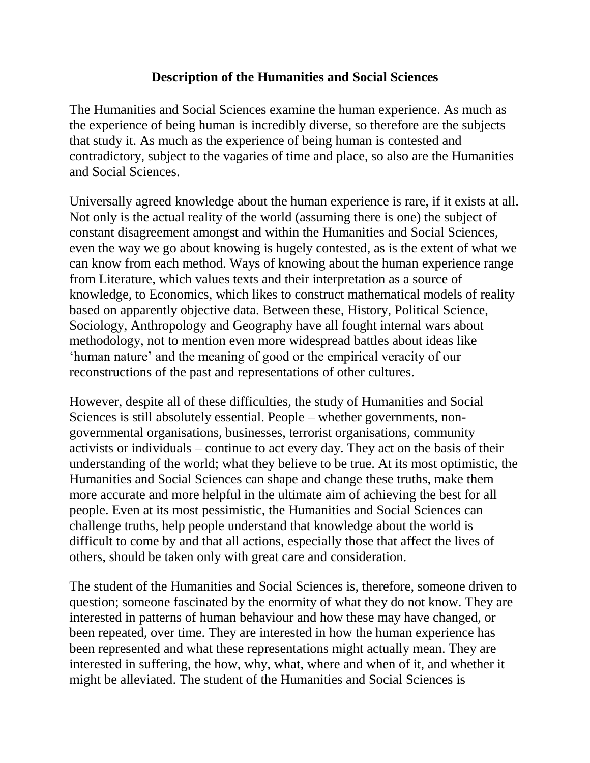## Description of the Humanities and Social Sciences

The Humanities and Social Sciences examine the human experience. As much as the experience of being human is incredibly diverse, so therefore are the subjects that study it. As much as the experience of being human is contested and contradictory, subject to the vagaries of time and place, so also are the Humanities and Social Sciences.

Universally agreed knowledge about the human experience is rare, if it exists at all. Not only is the actual reality of the world (assuming there is one) the subject of constant disagreement amongst and within the Humanities and Social Sciences, even the way we go about knowing is hugely contested, as is the extent of what we can know from each method. Ways of knowing about the human experience range from Literature, which values texts and their interpretation as a source of knowledge, to Economics, which likes to construct mathematical models of reality based on apparently objective data. Between these, History, Political Science, Sociology, Anthropology and Geography have all fought internal wars about methodology, not to mention even more widespread battles about ideas like 'human nature' and the meaning of good or the empirical veracity of our reconstructions of the past and representations of other cultures.

However, despite all of these difficulties, the study of Humanities and Social Sciences is still absolutely essential. People – whether governments, non-governmental organisations, businesses, terrorist organisations, community activists or individuals – continue to act every day. They act on the basis of their understanding of the world; what they believe to be true. At its most optimistic, the Humanities and Social Sciences can shape and change these truths, make them more accurate and more helpful in the ultimate aim of achieving the best for all people. Even at its most pessimistic, the Humanities and Social Sciences can challenge truths, help people understand that knowledge about the world is difficult to come by and that all actions, especially those that affect the lives of others, should be taken only with great care and consideration.

The student of the Humanities and Social Sciences is, therefore, someone driven to question; someone fascinated by the enormity of what they do not know. They are interested in patterns of human behaviour and how these may have changed, or been repeated, over time. They are interested in how the human experience has been represented and what these representations might actually mean. They are interested in suffering, the how, why, what, where and when of it, and whether it might be alleviated. The student of the Humanities and Social Sciences is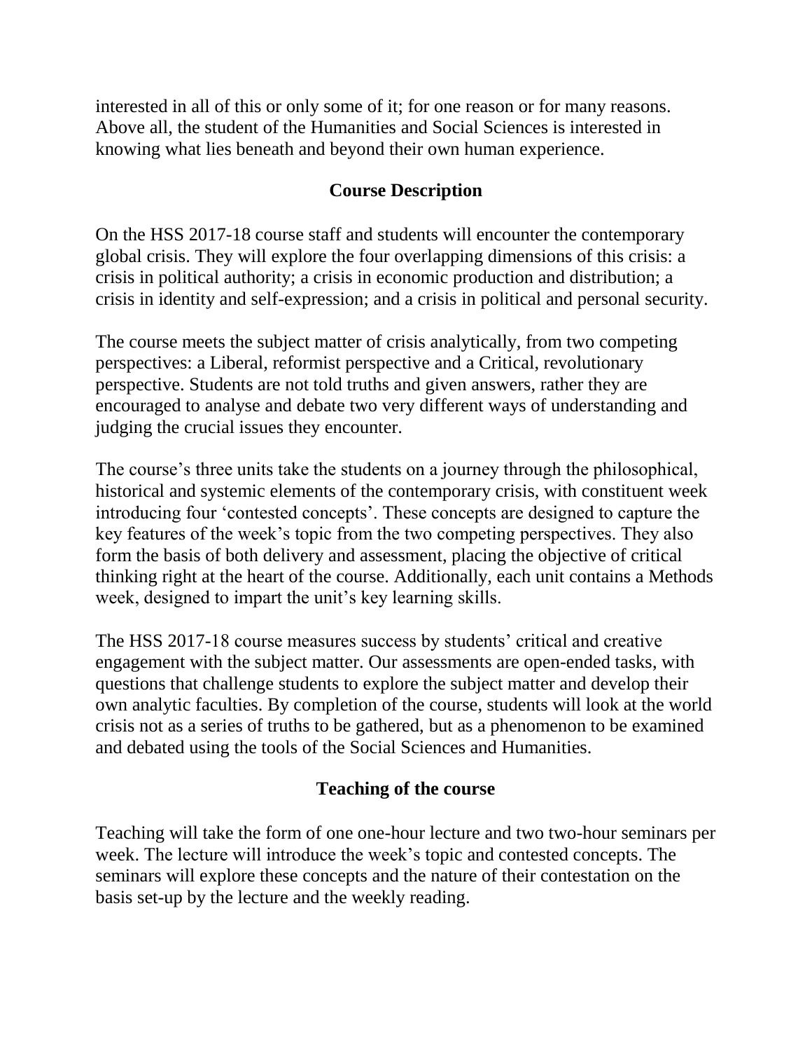interested in all of this or only some of it; for one reason or for many reasons. Above all, the student of the Humanities and Social Sciences is interested in knowing what lies beneath and beyond their own human experience.

## Course Description

On the HSS 2017-18 course staff and students will encounter the contemporary global crisis. They will explore the four overlapping dimensions of this crisis: a crisis in political authority; a crisis in economic production and distribution; a crisis in identity and self-expression; and a crisis in political and personal security.

The course meets the subject matter of crisis analytically, from two competing perspectives: a Liberal, reformist perspective and a Critical, revolutionary perspective. Students are not told truths and given answers, rather they are encouraged to analyse and debate two very different ways of understanding and judging the crucial issues they encounter.

The course's three units take the students on a journey through the philosophical, historical and systemic elements of the contemporary crisis, with constituent week introducing four 'contested concepts'. These concepts are designed to capture the key features of the week's topic from the two competing perspectives. They also form the basis of both delivery and assessment, placing the objective of critical thinking right at the heart of the course. Additionally, each unit contains a Methods week, designed to impart the unit's key learning skills.

The HSS 2017-18 course measures success by students' critical and creative engagement with the subject matter. Our assessments are open-ended tasks, with questions that challenge students to explore the subject matter and develop their own analytic faculties. By completion of the course, students will look at the world crisis not as a series of truths to be gathered, but as a phenomenon to be examined and debated using the tools of the Social Sciences and Humanities.

## Teaching of the course

Teaching will take the form of one one-hour lecture and two two-hour seminars per week. The lecture will introduce the week's topic and contested concepts. The seminars will explore these concepts and the nature of their contestation on the basis set-up by the lecture and the weekly reading.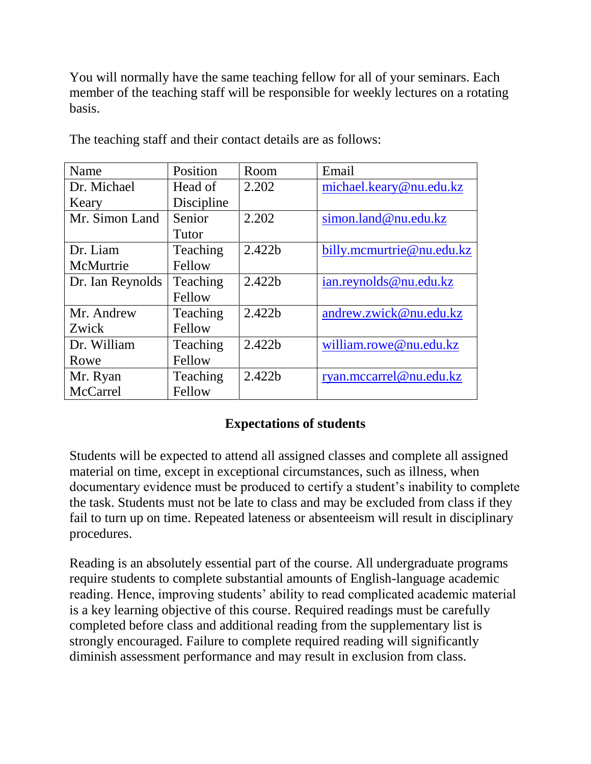You will normally have the same teaching fellow for all of your seminars. Each member of the teaching staff will be responsible for weekly lectures on a rotating basis.

The teaching staff and their contact details are as follows:

| Name | Position | Room | Email |
|---|---|---|---|
| Dr. Michael Keary | Head of Discipline | 2.202 | michael.keary@nu.edu.kz |
| Mr. Simon Land | Senior Tutor | 2.202 | simon.land@nu.edu.kz |
| Dr. Liam McMurtrie | Teaching Fellow | 2.422b | billy.mcmurtrie@nu.edu.kz |
| Dr. Ian Reynolds | Teaching Fellow | 2.422b | ian.reynolds@nu.edu.kz |
| Mr. Andrew Zwick | Teaching Fellow | 2.422b | andrew.zwick@nu.edu.kz |
| Dr. William Rowe | Teaching Fellow | 2.422b | william.rowe@nu.edu.kz |
| Mr. Ryan McCarrel | Teaching Fellow | 2.422b | ryan.mccarrel@nu.edu.kz |

## Expectations of students

Students will be expected to attend all assigned classes and complete all assigned material on time, except in exceptional circumstances, such as illness, when documentary evidence must be produced to certify a student's inability to complete the task. Students must not be late to class and may be excluded from class if they fail to turn up on time. Repeated lateness or absenteeism will result in disciplinary procedures.

Reading is an absolutely essential part of the course. All undergraduate programs require students to complete substantial amounts of English-language academic reading. Hence, improving students' ability to read complicated academic material is a key learning objective of this course. Required readings must be carefully completed before class and additional reading from the supplementary list is strongly encouraged. Failure to complete required reading will significantly diminish assessment performance and may result in exclusion from class.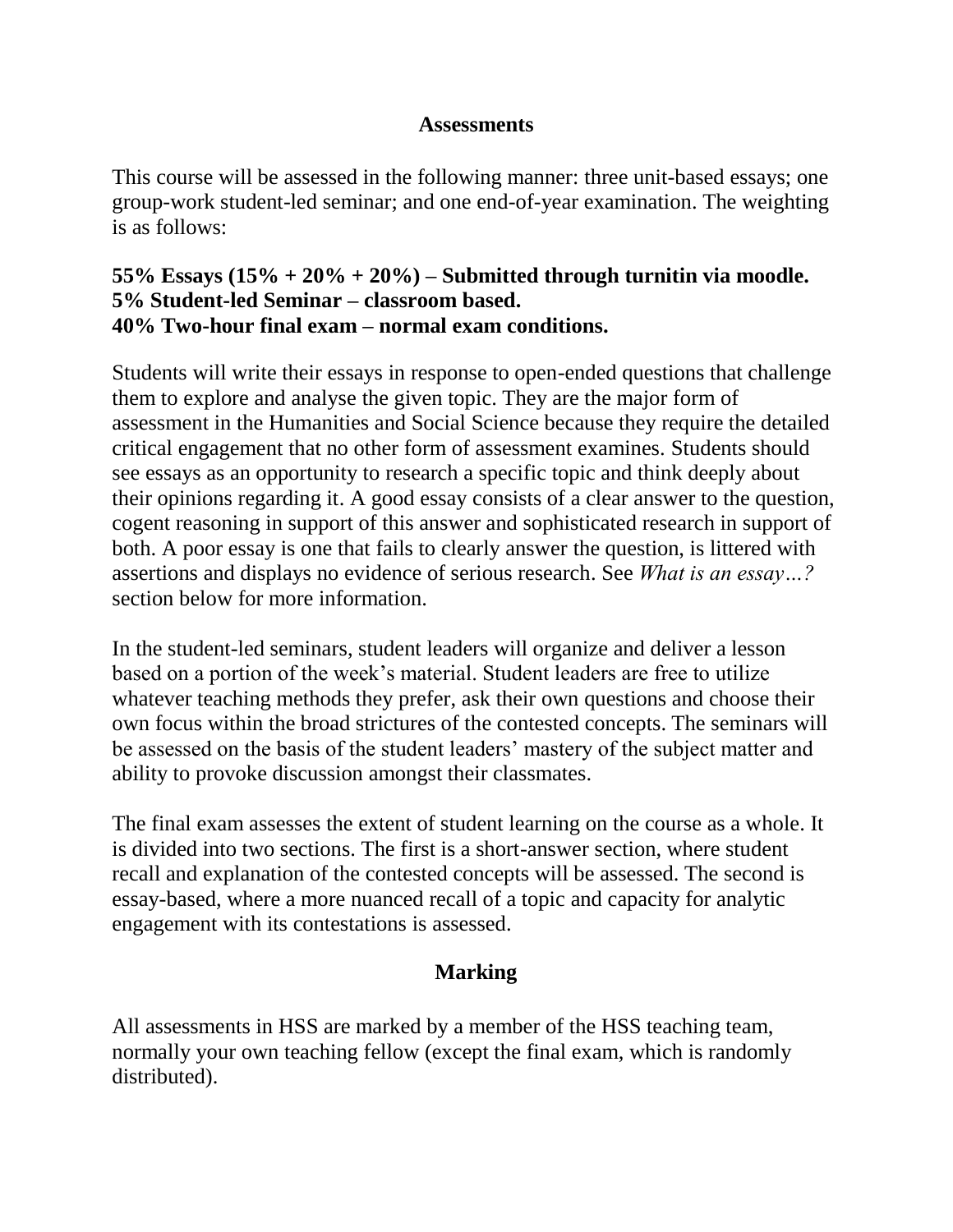## Assessments

This course will be assessed in the following manner: three unit-based essays; one group-work student-led seminar; and one end-of-year examination. The weighting is as follows:

**55% Essays (15% + 20% + 20%) – Submitted through turnitin via moodle.**
**5% Student-led Seminar – classroom based.**
**40% Two-hour final exam – normal exam conditions.**

Students will write their essays in response to open-ended questions that challenge them to explore and analyse the given topic. They are the major form of assessment in the Humanities and Social Science because they require the detailed critical engagement that no other form of assessment examines. Students should see essays as an opportunity to research a specific topic and think deeply about their opinions regarding it. A good essay consists of a clear answer to the question, cogent reasoning in support of this answer and sophisticated research in support of both. A poor essay is one that fails to clearly answer the question, is littered with assertions and displays no evidence of serious research. See *What is an essay…?* section below for more information.

In the student-led seminars, student leaders will organize and deliver a lesson based on a portion of the week's material. Student leaders are free to utilize whatever teaching methods they prefer, ask their own questions and choose their own focus within the broad strictures of the contested concepts. The seminars will be assessed on the basis of the student leaders' mastery of the subject matter and ability to provoke discussion amongst their classmates.

The final exam assesses the extent of student learning on the course as a whole. It is divided into two sections. The first is a short-answer section, where student recall and explanation of the contested concepts will be assessed. The second is essay-based, where a more nuanced recall of a topic and capacity for analytic engagement with its contestations is assessed.

## Marking

All assessments in HSS are marked by a member of the HSS teaching team, normally your own teaching fellow (except the final exam, which is randomly distributed).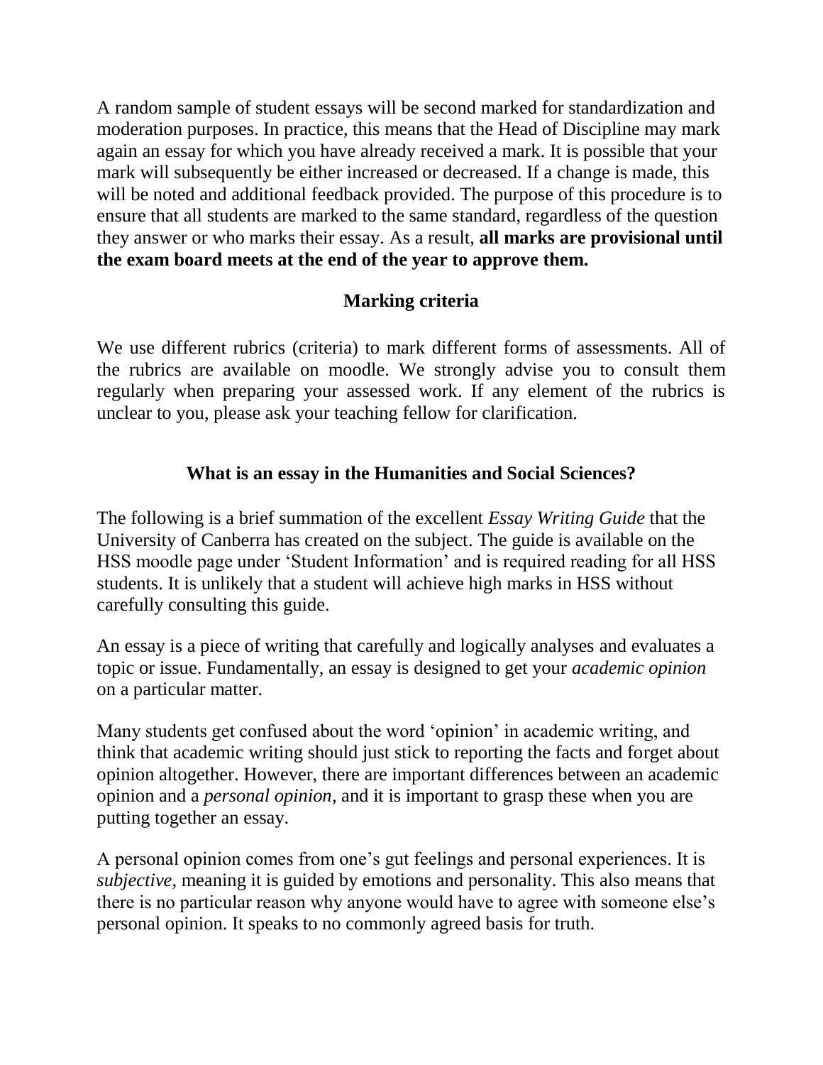A random sample of student essays will be second marked for standardization and moderation purposes. In practice, this means that the Head of Discipline may mark again an essay for which you have already received a mark. It is possible that your mark will subsequently be either increased or decreased. If a change is made, this will be noted and additional feedback provided. The purpose of this procedure is to ensure that all students are marked to the same standard, regardless of the question they answer or who marks their essay. As a result, **all marks are provisional until the exam board meets at the end of the year to approve them.**

## Marking criteria

We use different rubrics (criteria) to mark different forms of assessments. All of the rubrics are available on moodle. We strongly advise you to consult them regularly when preparing your assessed work. If any element of the rubrics is unclear to you, please ask your teaching fellow for clarification.

## What is an essay in the Humanities and Social Sciences?

The following is a brief summation of the excellent *Essay Writing Guide* that the University of Canberra has created on the subject. The guide is available on the HSS moodle page under 'Student Information' and is required reading for all HSS students. It is unlikely that a student will achieve high marks in HSS without carefully consulting this guide.

An essay is a piece of writing that carefully and logically analyses and evaluates a topic or issue. Fundamentally, an essay is designed to get your *academic opinion* on a particular matter.

Many students get confused about the word 'opinion' in academic writing, and think that academic writing should just stick to reporting the facts and forget about opinion altogether. However, there are important differences between an academic opinion and a *personal opinion*, and it is important to grasp these when you are putting together an essay.

A personal opinion comes from one's gut feelings and personal experiences. It is *subjective*, meaning it is guided by emotions and personality. This also means that there is no particular reason why anyone would have to agree with someone else's personal opinion. It speaks to no commonly agreed basis for truth.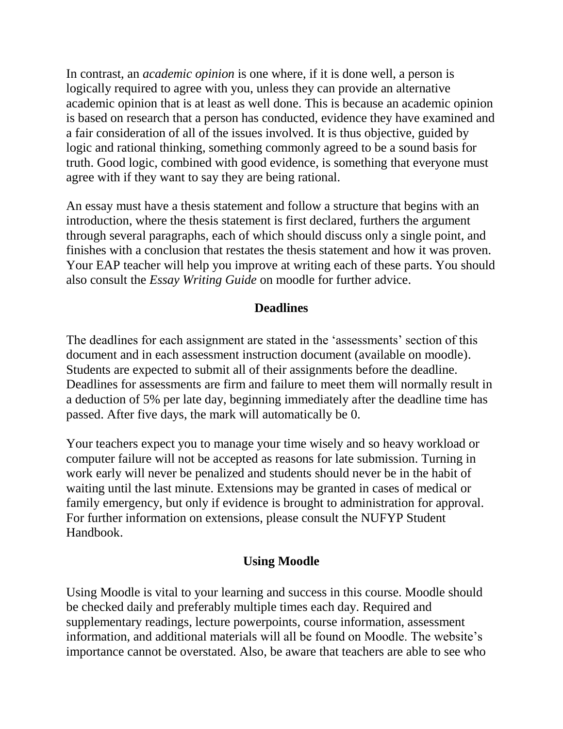In contrast, an *academic opinion* is one where, if it is done well, a person is logically required to agree with you, unless they can provide an alternative academic opinion that is at least as well done. This is because an academic opinion is based on research that a person has conducted, evidence they have examined and a fair consideration of all of the issues involved. It is thus objective, guided by logic and rational thinking, something commonly agreed to be a sound basis for truth. Good logic, combined with good evidence, is something that everyone must agree with if they want to say they are being rational.

An essay must have a thesis statement and follow a structure that begins with an introduction, where the thesis statement is first declared, furthers the argument through several paragraphs, each of which should discuss only a single point, and finishes with a conclusion that restates the thesis statement and how it was proven. Your EAP teacher will help you improve at writing each of these parts. You should also consult the *Essay Writing Guide* on moodle for further advice.

## Deadlines

The deadlines for each assignment are stated in the 'assessments' section of this document and in each assessment instruction document (available on moodle). Students are expected to submit all of their assignments before the deadline. Deadlines for assessments are firm and failure to meet them will normally result in a deduction of 5% per late day, beginning immediately after the deadline time has passed. After five days, the mark will automatically be 0.

Your teachers expect you to manage your time wisely and so heavy workload or computer failure will not be accepted as reasons for late submission. Turning in work early will never be penalized and students should never be in the habit of waiting until the last minute. Extensions may be granted in cases of medical or family emergency, but only if evidence is brought to administration for approval. For further information on extensions, please consult the NUFYP Student Handbook.

## Using Moodle

Using Moodle is vital to your learning and success in this course. Moodle should be checked daily and preferably multiple times each day. Required and supplementary readings, lecture powerpoints, course information, assessment information, and additional materials will all be found on Moodle. The website's importance cannot be overstated. Also, be aware that teachers are able to see who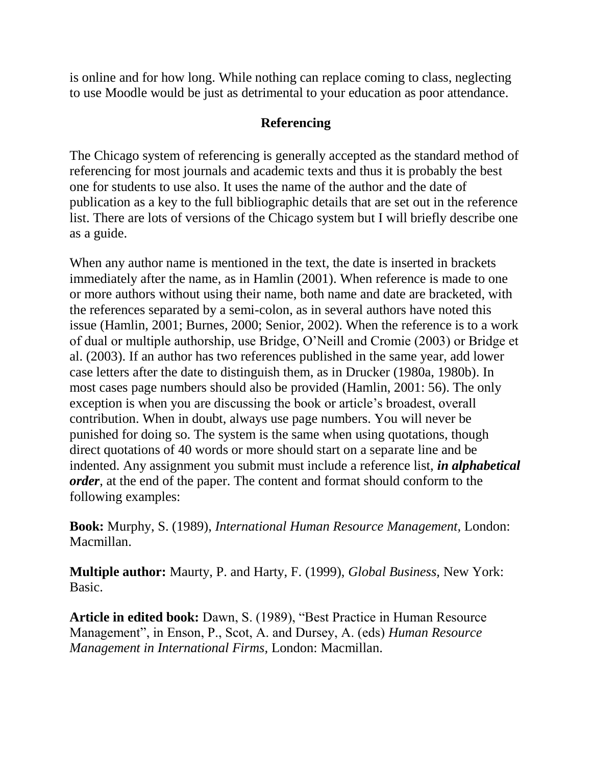is online and for how long. While nothing can replace coming to class, neglecting to use Moodle would be just as detrimental to your education as poor attendance.

## Referencing

The Chicago system of referencing is generally accepted as the standard method of referencing for most journals and academic texts and thus it is probably the best one for students to use also. It uses the name of the author and the date of publication as a key to the full bibliographic details that are set out in the reference list. There are lots of versions of the Chicago system but I will briefly describe one as a guide.

When any author name is mentioned in the text, the date is inserted in brackets immediately after the name, as in Hamlin (2001). When reference is made to one or more authors without using their name, both name and date are bracketed, with the references separated by a semi-colon, as in several authors have noted this issue (Hamlin, 2001; Burnes, 2000; Senior, 2002). When the reference is to a work of dual or multiple authorship, use Bridge, O'Neill and Cromie (2003) or Bridge et al. (2003). If an author has two references published in the same year, add lower case letters after the date to distinguish them, as in Drucker (1980a, 1980b). In most cases page numbers should also be provided (Hamlin, 2001: 56). The only exception is when you are discussing the book or article's broadest, overall contribution. When in doubt, always use page numbers. You will never be punished for doing so. The system is the same when using quotations, though direct quotations of 40 words or more should start on a separate line and be indented. Any assignment you submit must include a reference list, ***in alphabetical order***, at the end of the paper. The content and format should conform to the following examples:

**Book:** Murphy, S. (1989), *International Human Resource Management,* London: Macmillan.

**Multiple author:** Maurty, P. and Harty, F. (1999), *Global Business,* New York: Basic.

**Article in edited book:** Dawn, S. (1989), "Best Practice in Human Resource Management", in Enson, P., Scot, A. and Dursey, A. (eds) *Human Resource Management in International Firms,* London: Macmillan.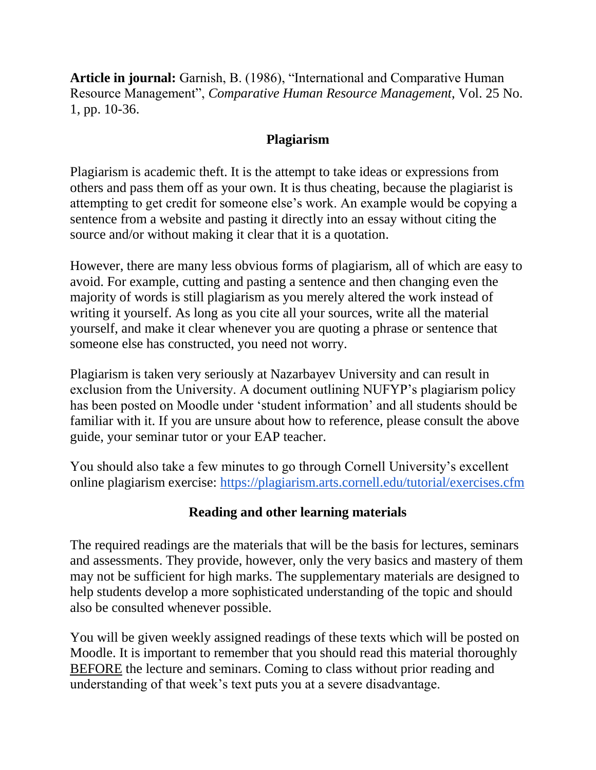**Article in journal:** Garnish, B. (1986), “International and Comparative Human Resource Management”, *Comparative Human Resource Management*, Vol. 25 No. 1, pp. 10-36.

## Plagiarism

Plagiarism is academic theft. It is the attempt to take ideas or expressions from others and pass them off as your own. It is thus cheating, because the plagiarist is attempting to get credit for someone else’s work. An example would be copying a sentence from a website and pasting it directly into an essay without citing the source and/or without making it clear that it is a quotation.

However, there are many less obvious forms of plagiarism, all of which are easy to avoid. For example, cutting and pasting a sentence and then changing even the majority of words is still plagiarism as you merely altered the work instead of writing it yourself. As long as you cite all your sources, write all the material yourself, and make it clear whenever you are quoting a phrase or sentence that someone else has constructed, you need not worry.

Plagiarism is taken very seriously at Nazarbayev University and can result in exclusion from the University. A document outlining NUFYP’s plagiarism policy has been posted on Moodle under ‘student information’ and all students should be familiar with it. If you are unsure about how to reference, please consult the above guide, your seminar tutor or your EAP teacher.

You should also take a few minutes to go through Cornell University’s excellent online plagiarism exercise: https://plagiarism.arts.cornell.edu/tutorial/exercises.cfm

## Reading and other learning materials

The required readings are the materials that will be the basis for lectures, seminars and assessments. They provide, however, only the very basics and mastery of them may not be sufficient for high marks. The supplementary materials are designed to help students develop a more sophisticated understanding of the topic and should also be consulted whenever possible.

You will be given weekly assigned readings of these texts which will be posted on Moodle. It is important to remember that you should read this material thoroughly BEFORE the lecture and seminars. Coming to class without prior reading and understanding of that week’s text puts you at a severe disadvantage.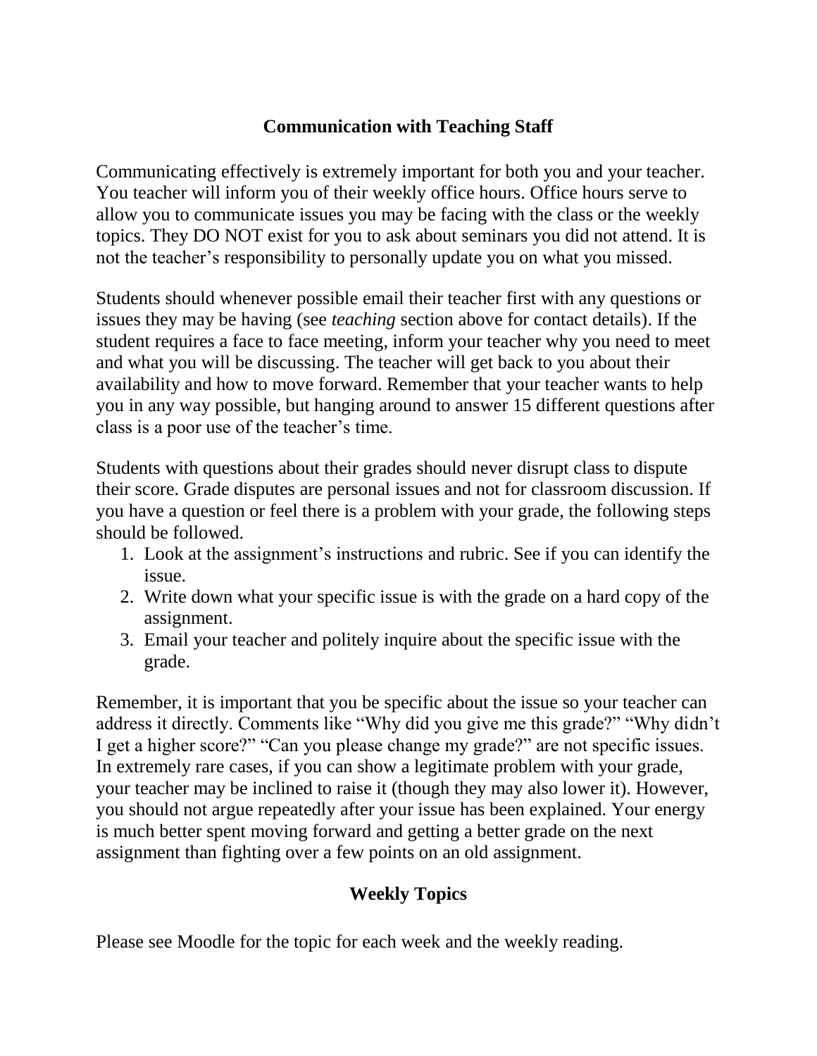## Communication with Teaching Staff

Communicating effectively is extremely important for both you and your teacher. You teacher will inform you of their weekly office hours. Office hours serve to allow you to communicate issues you may be facing with the class or the weekly topics. They DO NOT exist for you to ask about seminars you did not attend. It is not the teacher's responsibility to personally update you on what you missed.

Students should whenever possible email their teacher first with any questions or issues they may be having (see *teaching* section above for contact details). If the student requires a face to face meeting, inform your teacher why you need to meet and what you will be discussing. The teacher will get back to you about their availability and how to move forward. Remember that your teacher wants to help you in any way possible, but hanging around to answer 15 different questions after class is a poor use of the teacher's time.

Students with questions about their grades should never disrupt class to dispute their score. Grade disputes are personal issues and not for classroom discussion. If you have a question or feel there is a problem with your grade, the following steps should be followed.

1. Look at the assignment's instructions and rubric. See if you can identify the issue.
2. Write down what your specific issue is with the grade on a hard copy of the assignment.
3. Email your teacher and politely inquire about the specific issue with the grade.

Remember, it is important that you be specific about the issue so your teacher can address it directly. Comments like "Why did you give me this grade?" "Why didn't I get a higher score?" "Can you please change my grade?" are not specific issues. In extremely rare cases, if you can show a legitimate problem with your grade, your teacher may be inclined to raise it (though they may also lower it). However, you should not argue repeatedly after your issue has been explained. Your energy is much better spent moving forward and getting a better grade on the next assignment than fighting over a few points on an old assignment.

## Weekly Topics

Please see Moodle for the topic for each week and the weekly reading.